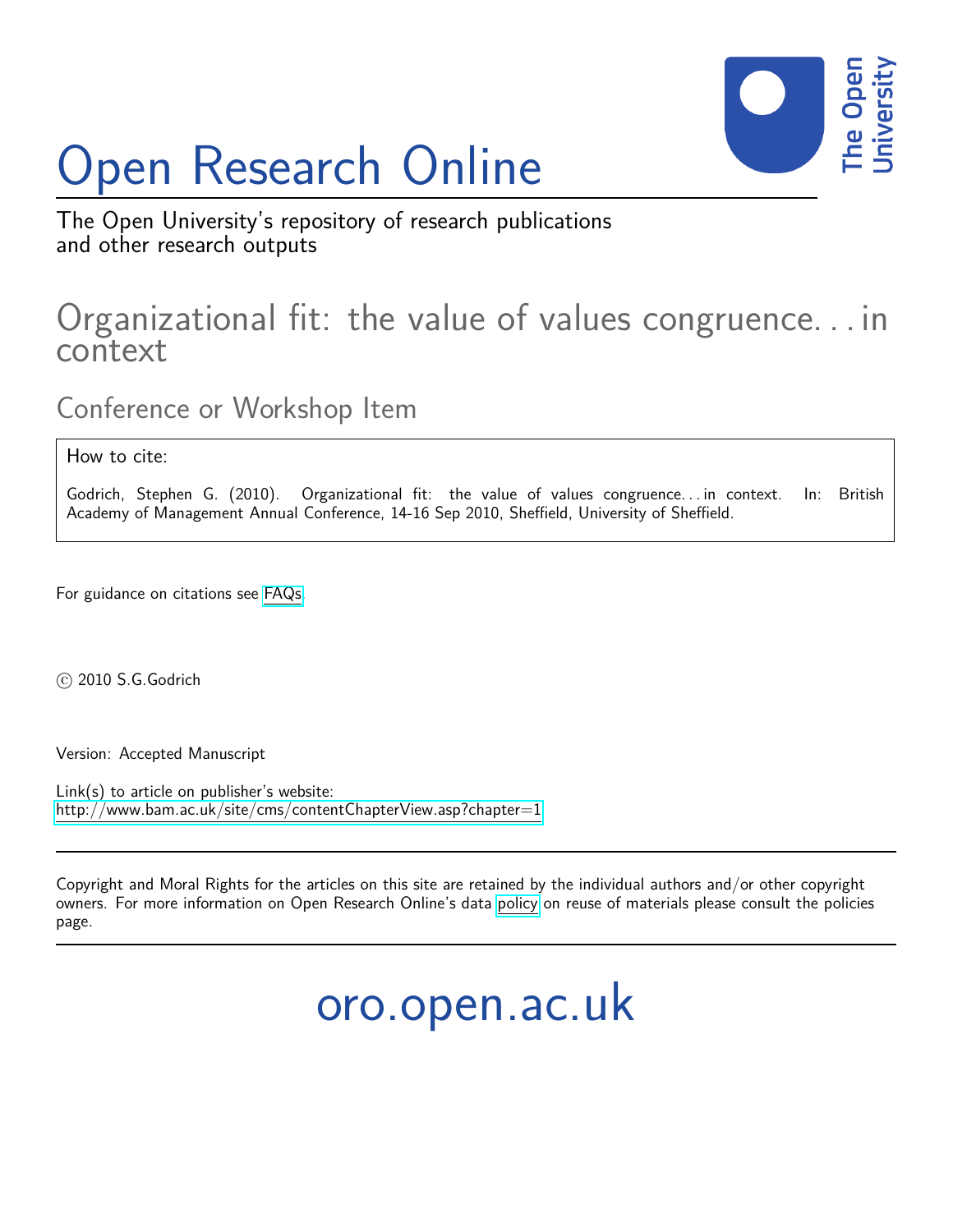# Open Research Online

The Open University's repository of research publications and other research outputs

## Organizational fit: the value of values congruence. . . in context

### Conference or Workshop Item

How to cite:

Godrich, Stephen G. (2010). Organizational fit: the value of values congruence. . . in context. In: British Academy of Management Annual Conference, 14-16 Sep 2010, Sheffield, University of Sheffield.

For guidance on citations see FAQs.

© 2010 S.G.Godrich

Version: Accepted Manuscript

Link(s) to article on publisher's website:
http://www.bam.ac.uk/site/cms/contentChapterView.asp?chapter=1

Copyright and Moral Rights for the articles on this site are retained by the individual authors and/or other copyright owners. For more information on Open Research Online's data policy on reuse of materials please consult the policies page.

oro.open.ac.uk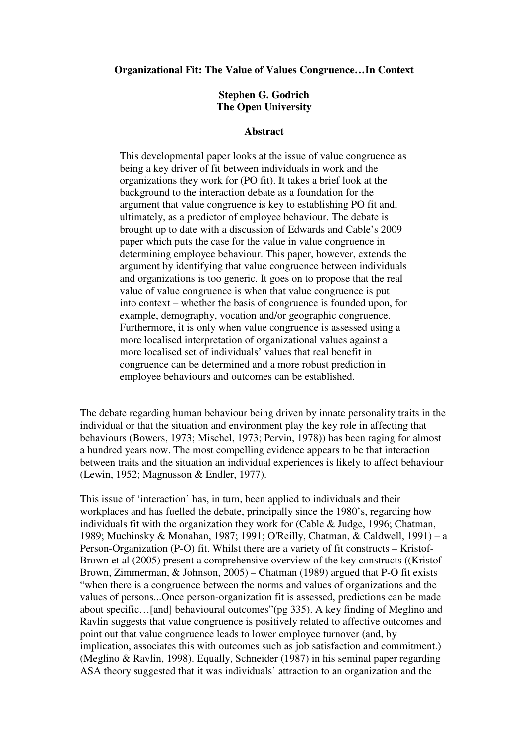**Organizational Fit: The Value of Values Congruence…In Context**

**Stephen G. Godrich**
**The Open University**

**Abstract**

> This developmental paper looks at the issue of value congruence as being a key driver of fit between individuals in work and the organizations they work for (PO fit). It takes a brief look at the background to the interaction debate as a foundation for the argument that value congruence is key to establishing PO fit and, ultimately, as a predictor of employee behaviour. The debate is brought up to date with a discussion of Edwards and Cable's 2009 paper which puts the case for the value in value congruence in determining employee behaviour. This paper, however, extends the argument by identifying that value congruence between individuals and organizations is too generic. It goes on to propose that the real value of value congruence is when that value congruence is put into context – whether the basis of congruence is founded upon, for example, demography, vocation and/or geographic congruence. Furthermore, it is only when value congruence is assessed using a more localised interpretation of organizational values against a more localised set of individuals' values that real benefit in congruence can be determined and a more robust prediction in employee behaviours and outcomes can be established.

The debate regarding human behaviour being driven by innate personality traits in the individual or that the situation and environment play the key role in affecting that behaviours (Bowers, 1973; Mischel, 1973; Pervin, 1978)) has been raging for almost a hundred years now. The most compelling evidence appears to be that interaction between traits and the situation an individual experiences is likely to affect behaviour (Lewin, 1952; Magnusson & Endler, 1977).

This issue of 'interaction' has, in turn, been applied to individuals and their workplaces and has fuelled the debate, principally since the 1980's, regarding how individuals fit with the organization they work for (Cable & Judge, 1996; Chatman, 1989; Muchinsky & Monahan, 1987; 1991; O'Reilly, Chatman, & Caldwell, 1991) – a Person-Organization (P-O) fit. Whilst there are a variety of fit constructs – Kristof-Brown et al (2005) present a comprehensive overview of the key constructs ((Kristof-Brown, Zimmerman, & Johnson, 2005) – Chatman (1989) argued that P-O fit exists "when there is a congruence between the norms and values of organizations and the values of persons...Once person-organization fit is assessed, predictions can be made about specific…[and] behavioural outcomes"(pg 335). A key finding of Meglino and Ravlin suggests that value congruence is positively related to affective outcomes and point out that value congruence leads to lower employee turnover (and, by implication, associates this with outcomes such as job satisfaction and commitment.) (Meglino & Ravlin, 1998). Equally, Schneider (1987) in his seminal paper regarding ASA theory suggested that it was individuals' attraction to an organization and the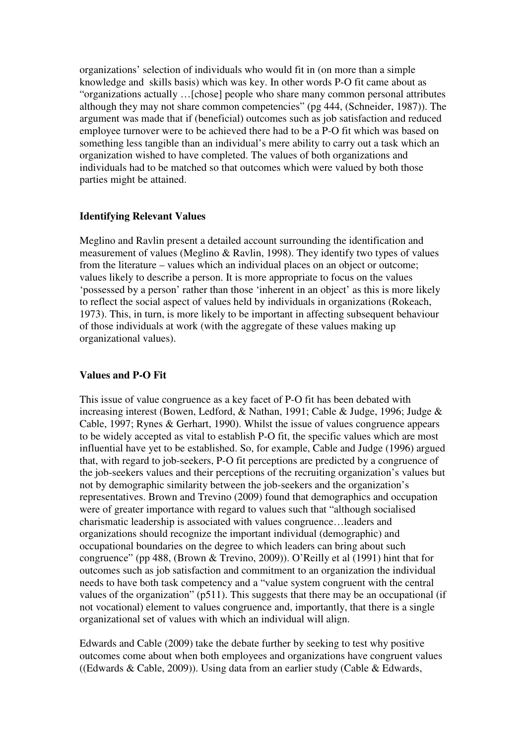organizations' selection of individuals who would fit in (on more than a simple knowledge and skills basis) which was key. In other words P-O fit came about as "organizations actually …[chose] people who share many common personal attributes although they may not share common competencies" (pg 444, (Schneider, 1987)). The argument was made that if (beneficial) outcomes such as job satisfaction and reduced employee turnover were to be achieved there had to be a P-O fit which was based on something less tangible than an individual's mere ability to carry out a task which an organization wished to have completed. The values of both organizations and individuals had to be matched so that outcomes which were valued by both those parties might be attained.

## Identifying Relevant Values

Meglino and Ravlin present a detailed account surrounding the identification and measurement of values (Meglino & Ravlin, 1998). They identify two types of values from the literature – values which an individual places on an object or outcome; values likely to describe a person. It is more appropriate to focus on the values 'possessed by a person' rather than those 'inherent in an object' as this is more likely to reflect the social aspect of values held by individuals in organizations (Rokeach, 1973). This, in turn, is more likely to be important in affecting subsequent behaviour of those individuals at work (with the aggregate of these values making up organizational values).

## Values and P-O Fit

This issue of value congruence as a key facet of P-O fit has been debated with increasing interest (Bowen, Ledford, & Nathan, 1991; Cable & Judge, 1996; Judge & Cable, 1997; Rynes & Gerhart, 1990). Whilst the issue of values congruence appears to be widely accepted as vital to establish P-O fit, the specific values which are most influential have yet to be established. So, for example, Cable and Judge (1996) argued that, with regard to job-seekers, P-O fit perceptions are predicted by a congruence of the job-seekers values and their perceptions of the recruiting organization's values but not by demographic similarity between the job-seekers and the organization's representatives. Brown and Trevino (2009) found that demographics and occupation were of greater importance with regard to values such that "although socialised charismatic leadership is associated with values congruence…leaders and organizations should recognize the important individual (demographic) and occupational boundaries on the degree to which leaders can bring about such congruence" (pp 488, (Brown & Trevino, 2009)). O'Reilly et al (1991) hint that for outcomes such as job satisfaction and commitment to an organization the individual needs to have both task competency and a "value system congruent with the central values of the organization" (p511). This suggests that there may be an occupational (if not vocational) element to values congruence and, importantly, that there is a single organizational set of values with which an individual will align.

Edwards and Cable (2009) take the debate further by seeking to test why positive outcomes come about when both employees and organizations have congruent values ((Edwards & Cable, 2009)). Using data from an earlier study (Cable & Edwards,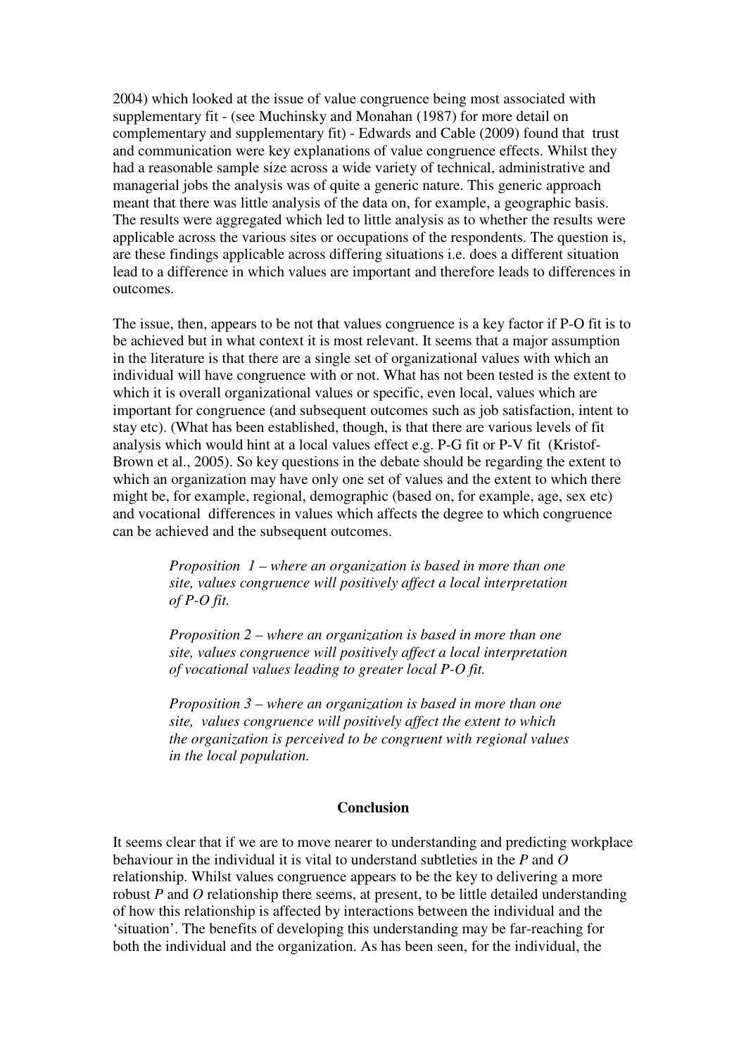2004) which looked at the issue of value congruence being most associated with supplementary fit - (see Muchinsky and Monahan (1987) for more detail on complementary and supplementary fit) - Edwards and Cable (2009) found that trust and communication were key explanations of value congruence effects. Whilst they had a reasonable sample size across a wide variety of technical, administrative and managerial jobs the analysis was of quite a generic nature. This generic approach meant that there was little analysis of the data on, for example, a geographic basis. The results were aggregated which led to little analysis as to whether the results were applicable across the various sites or occupations of the respondents. The question is, are these findings applicable across differing situations i.e. does a different situation lead to a difference in which values are important and therefore leads to differences in outcomes.

The issue, then, appears to be not that values congruence is a key factor if P-O fit is to be achieved but in what context it is most relevant. It seems that a major assumption in the literature is that there are a single set of organizational values with which an individual will have congruence with or not. What has not been tested is the extent to which it is overall organizational values or specific, even local, values which are important for congruence (and subsequent outcomes such as job satisfaction, intent to stay etc). (What has been established, though, is that there are various levels of fit analysis which would hint at a local values effect e.g. P-G fit or P-V fit (Kristof-Brown et al., 2005). So key questions in the debate should be regarding the extent to which an organization may have only one set of values and the extent to which there might be, for example, regional, demographic (based on, for example, age, sex etc) and vocational differences in values which affects the degree to which congruence can be achieved and the subsequent outcomes.

> *Proposition 1 – where an organization is based in more than one site, values congruence will positively affect a local interpretation of P-O fit.*
>
> *Proposition 2 – where an organization is based in more than one site, values congruence will positively affect a local interpretation of vocational values leading to greater local P-O fit.*
>
> *Proposition 3 – where an organization is based in more than one site, values congruence will positively affect the extent to which the organization is perceived to be congruent with regional values in the local population.*

## Conclusion

It seems clear that if we are to move nearer to understanding and predicting workplace behaviour in the individual it is vital to understand subtleties in the *P* and *O* relationship. Whilst values congruence appears to be the key to delivering a more robust *P* and *O* relationship there seems, at present, to be little detailed understanding of how this relationship is affected by interactions between the individual and the 'situation'. The benefits of developing this understanding may be far-reaching for both the individual and the organization. As has been seen, for the individual, the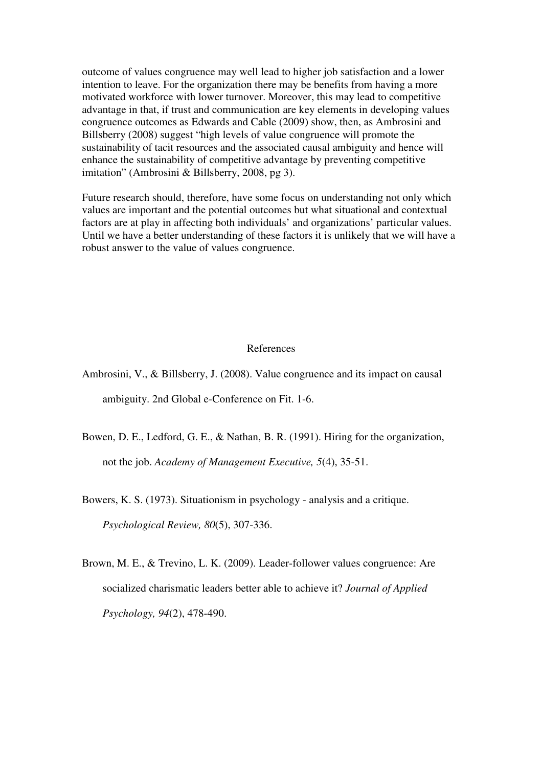outcome of values congruence may well lead to higher job satisfaction and a lower intention to leave. For the organization there may be benefits from having a more motivated workforce with lower turnover. Moreover, this may lead to competitive advantage in that, if trust and communication are key elements in developing values congruence outcomes as Edwards and Cable (2009) show, then, as Ambrosini and Billsberry (2008) suggest "high levels of value congruence will promote the sustainability of tacit resources and the associated causal ambiguity and hence will enhance the sustainability of competitive advantage by preventing competitive imitation" (Ambrosini & Billsberry, 2008, pg 3).

Future research should, therefore, have some focus on understanding not only which values are important and the potential outcomes but what situational and contextual factors are at play in affecting both individuals' and organizations' particular values. Until we have a better understanding of these factors it is unlikely that we will have a robust answer to the value of values congruence.

## References

Ambrosini, V., & Billsberry, J. (2008). Value congruence and its impact on causal ambiguity. 2nd Global e-Conference on Fit. 1-6.

Bowen, D. E., Ledford, G. E., & Nathan, B. R. (1991). Hiring for the organization, not the job. *Academy of Management Executive, 5*(4), 35-51.

Bowers, K. S. (1973). Situationism in psychology - analysis and a critique. *Psychological Review, 80*(5), 307-336.

Brown, M. E., & Trevino, L. K. (2009). Leader-follower values congruence: Are socialized charismatic leaders better able to achieve it? *Journal of Applied Psychology, 94*(2), 478-490.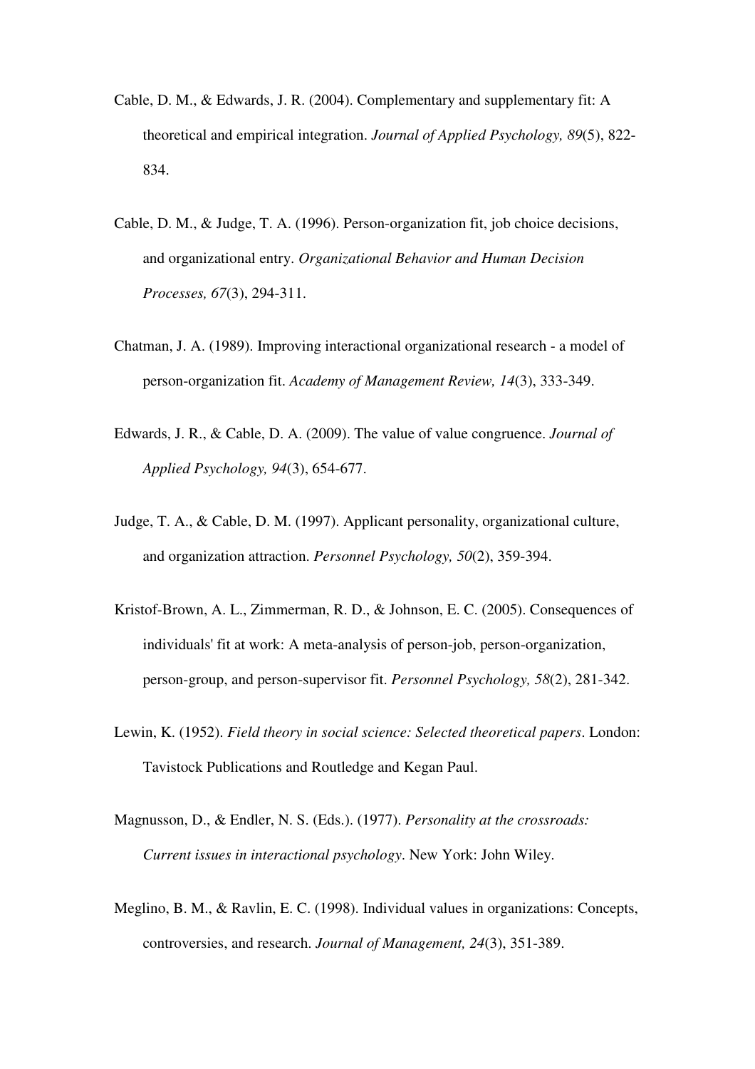Cable, D. M., & Edwards, J. R. (2004). Complementary and supplementary fit: A theoretical and empirical integration. *Journal of Applied Psychology, 89*(5), 822-834.

Cable, D. M., & Judge, T. A. (1996). Person-organization fit, job choice decisions, and organizational entry. *Organizational Behavior and Human Decision Processes, 67*(3), 294-311.

Chatman, J. A. (1989). Improving interactional organizational research - a model of person-organization fit. *Academy of Management Review, 14*(3), 333-349.

Edwards, J. R., & Cable, D. A. (2009). The value of value congruence. *Journal of Applied Psychology, 94*(3), 654-677.

Judge, T. A., & Cable, D. M. (1997). Applicant personality, organizational culture, and organization attraction. *Personnel Psychology, 50*(2), 359-394.

Kristof-Brown, A. L., Zimmerman, R. D., & Johnson, E. C. (2005). Consequences of individuals' fit at work: A meta-analysis of person-job, person-organization, person-group, and person-supervisor fit. *Personnel Psychology, 58*(2), 281-342.

Lewin, K. (1952). *Field theory in social science: Selected theoretical papers*. London: Tavistock Publications and Routledge and Kegan Paul.

Magnusson, D., & Endler, N. S. (Eds.). (1977). *Personality at the crossroads: Current issues in interactional psychology*. New York: John Wiley.

Meglino, B. M., & Ravlin, E. C. (1998). Individual values in organizations: Concepts, controversies, and research. *Journal of Management, 24*(3), 351-389.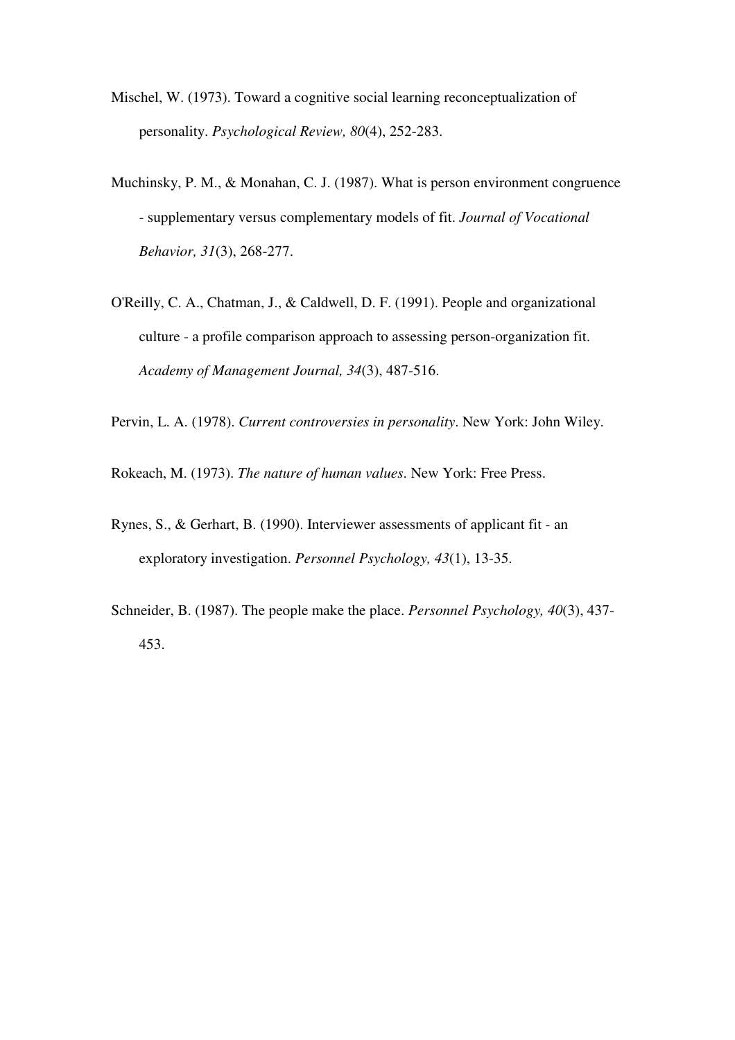Mischel, W. (1973). Toward a cognitive social learning reconceptualization of personality. *Psychological Review, 80*(4), 252-283.

Muchinsky, P. M., & Monahan, C. J. (1987). What is person environment congruence - supplementary versus complementary models of fit. *Journal of Vocational Behavior, 31*(3), 268-277.

O'Reilly, C. A., Chatman, J., & Caldwell, D. F. (1991). People and organizational culture - a profile comparison approach to assessing person-organization fit. *Academy of Management Journal, 34*(3), 487-516.

Pervin, L. A. (1978). *Current controversies in personality*. New York: John Wiley.

Rokeach, M. (1973). *The nature of human values*. New York: Free Press.

Rynes, S., & Gerhart, B. (1990). Interviewer assessments of applicant fit - an exploratory investigation. *Personnel Psychology, 43*(1), 13-35.

Schneider, B. (1987). The people make the place. *Personnel Psychology, 40*(3), 437-453.